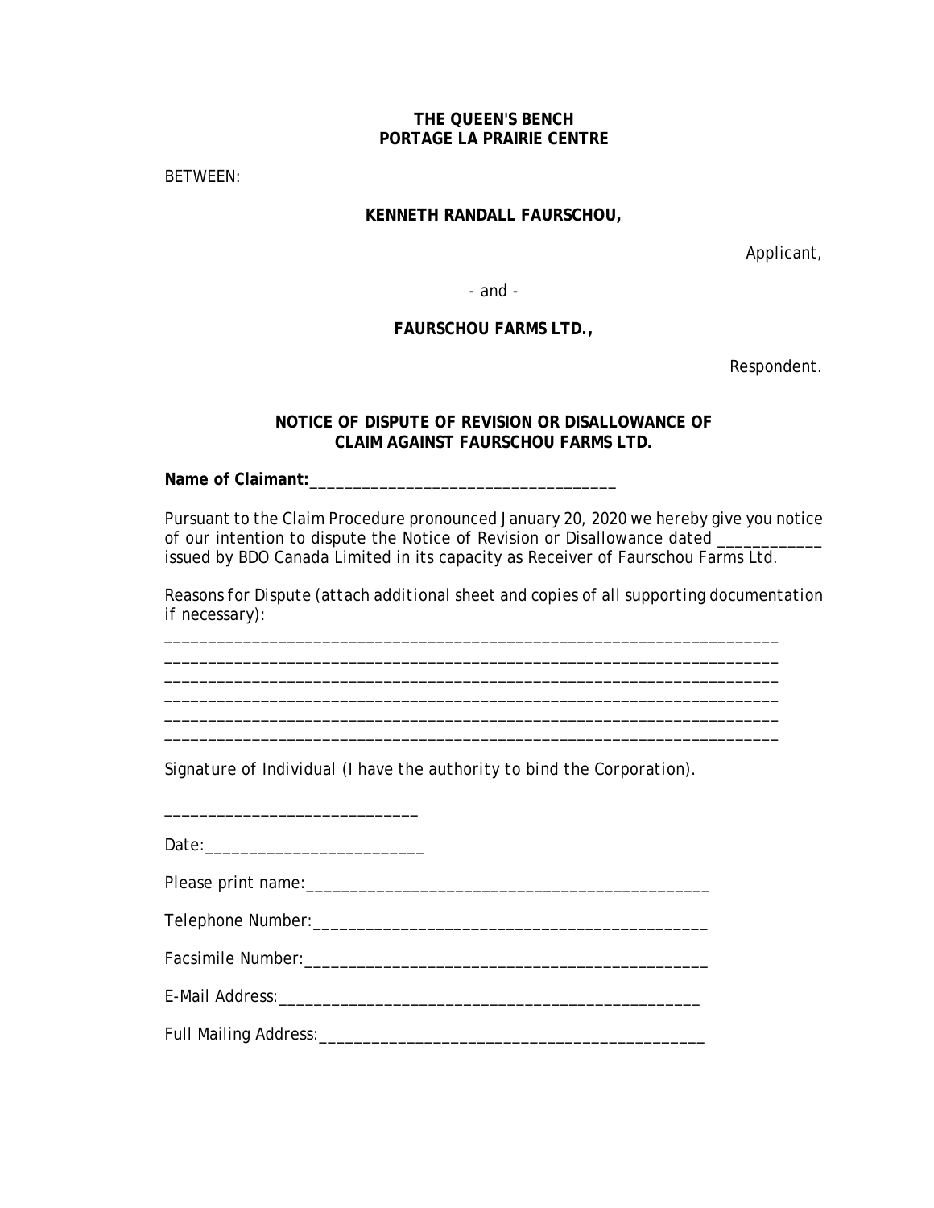**THE QUEEN'S BENCH**
**PORTAGE LA PRAIRIE CENTRE**

BETWEEN:

**KENNETH RANDALL FAURSCHOU,**

Applicant,

- and -

**FAURSCHOU FARMS LTD.,**

Respondent.

**NOTICE OF DISPUTE OF REVISION OR DISALLOWANCE OF CLAIM AGAINST FAURSCHOU FARMS LTD.**

**Name of Claimant:**___________________________________

Pursuant to the Claim Procedure pronounced January 20, 2020 we hereby give you notice of our intention to dispute the Notice of Revision or Disallowance dated ____________ issued by BDO Canada Limited in its capacity as Receiver of Faurschou Farms Ltd.

Reasons for Dispute (*attach additional sheet and copies of all supporting documentation if necessary*):

_______________________________________________________________________
_______________________________________________________________________
_______________________________________________________________________
_______________________________________________________________________
_______________________________________________________________________
_______________________________________________________________________

Signature of Individual (*I have the authority to bind the Corporation*).

_____________________________

Date:________________________

Please print name:______________________________________________

Telephone Number:______________________________________________

Facsimile Number:______________________________________________

E-Mail Address:_______________________________________________

Full Mailing Address:____________________________________________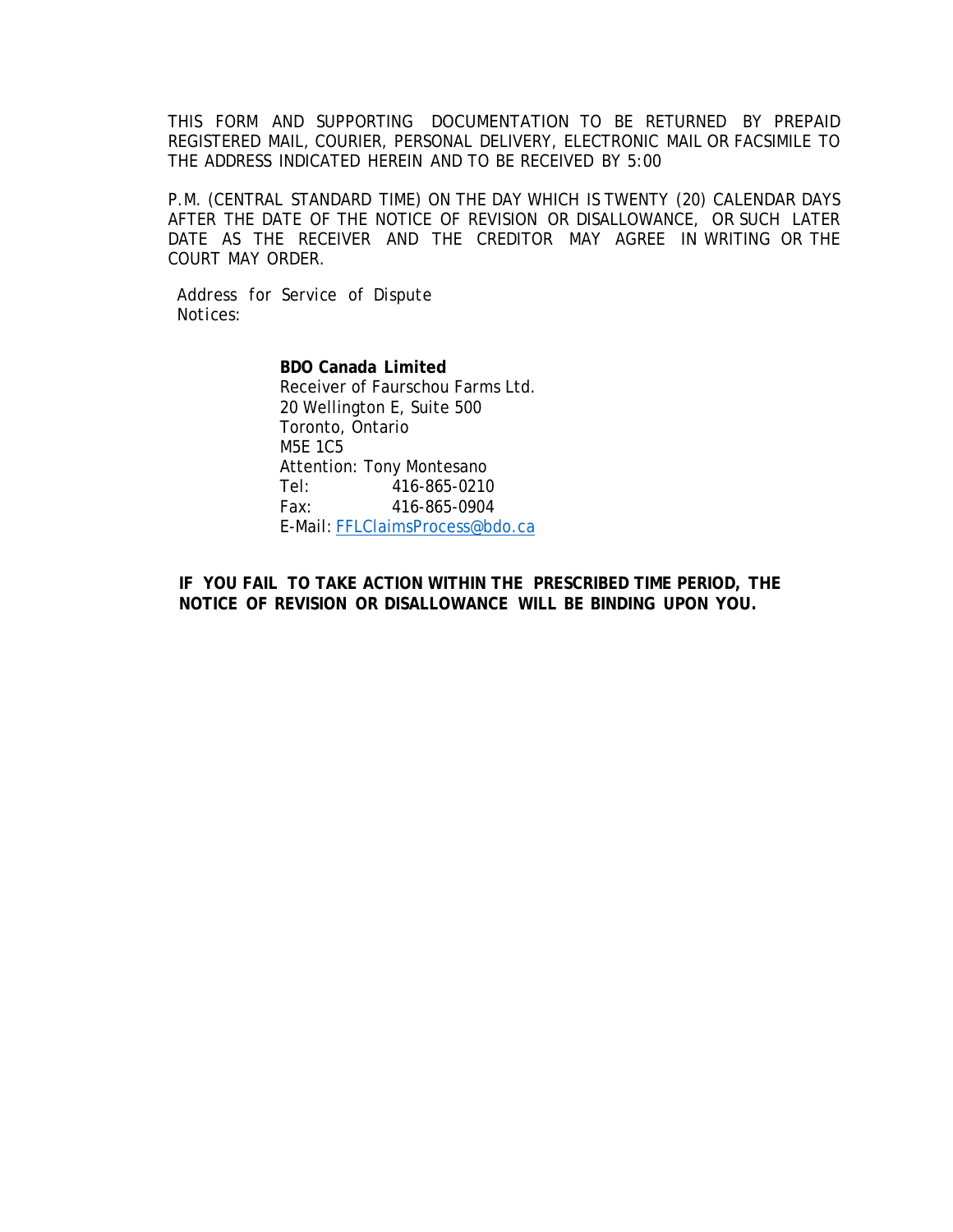THIS FORM AND SUPPORTING DOCUMENTATION TO BE RETURNED BY PREPAID REGISTERED MAIL, COURIER, PERSONAL DELIVERY, ELECTRONIC MAIL OR FACSIMILE TO THE ADDRESS INDICATED HEREIN AND TO BE RECEIVED BY 5:00

P.M. (CENTRAL STANDARD TIME) ON THE DAY WHICH IS TWENTY (20) CALENDAR DAYS AFTER THE DATE OF THE NOTICE OF REVISION OR DISALLOWANCE, OR SUCH LATER DATE AS THE RECEIVER AND THE CREDITOR MAY AGREE IN WRITING OR THE COURT MAY ORDER.

Address for Service of Dispute Notices:

**BDO Canada Limited**
Receiver of Faurschou Farms Ltd.
20 Wellington E, Suite 500
Toronto, Ontario
M5E 1C5
Attention: Tony Montesano
Tel: 416-865-0210
Fax: 416-865-0904
E-Mail: FFLClaimsProcess@bdo.ca

**IF YOU FAIL TO TAKE ACTION WITHIN THE PRESCRIBED TIME PERIOD, THE NOTICE OF REVISION OR DISALLOWANCE WILL BE BINDING UPON YOU.**